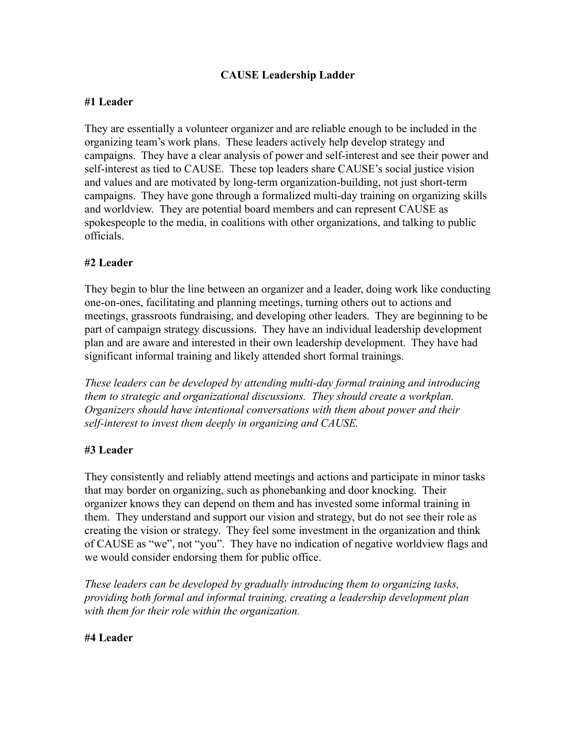# CAUSE Leadership Ladder

## #1 Leader

They are essentially a volunteer organizer and are reliable enough to be included in the organizing team's work plans. These leaders actively help develop strategy and campaigns. They have a clear analysis of power and self-interest and see their power and self-interest as tied to CAUSE. These top leaders share CAUSE's social justice vision and values and are motivated by long-term organization-building, not just short-term campaigns. They have gone through a formalized multi-day training on organizing skills and worldview. They are potential board members and can represent CAUSE as spokespeople to the media, in coalitions with other organizations, and talking to public officials.

## #2 Leader

They begin to blur the line between an organizer and a leader, doing work like conducting one-on-ones, facilitating and planning meetings, turning others out to actions and meetings, grassroots fundraising, and developing other leaders. They are beginning to be part of campaign strategy discussions. They have an individual leadership development plan and are aware and interested in their own leadership development. They have had significant informal training and likely attended short formal trainings.

*These leaders can be developed by attending multi-day formal training and introducing them to strategic and organizational discussions. They should create a workplan. Organizers should have intentional conversations with them about power and their self-interest to invest them deeply in organizing and CAUSE.*

## #3 Leader

They consistently and reliably attend meetings and actions and participate in minor tasks that may border on organizing, such as phonebanking and door knocking. Their organizer knows they can depend on them and has invested some informal training in them. They understand and support our vision and strategy, but do not see their role as creating the vision or strategy. They feel some investment in the organization and think of CAUSE as "we", not "you". They have no indication of negative worldview flags and we would consider endorsing them for public office.

*These leaders can be developed by gradually introducing them to organizing tasks, providing both formal and informal training, creating a leadership development plan with them for their role within the organization.*

## #4 Leader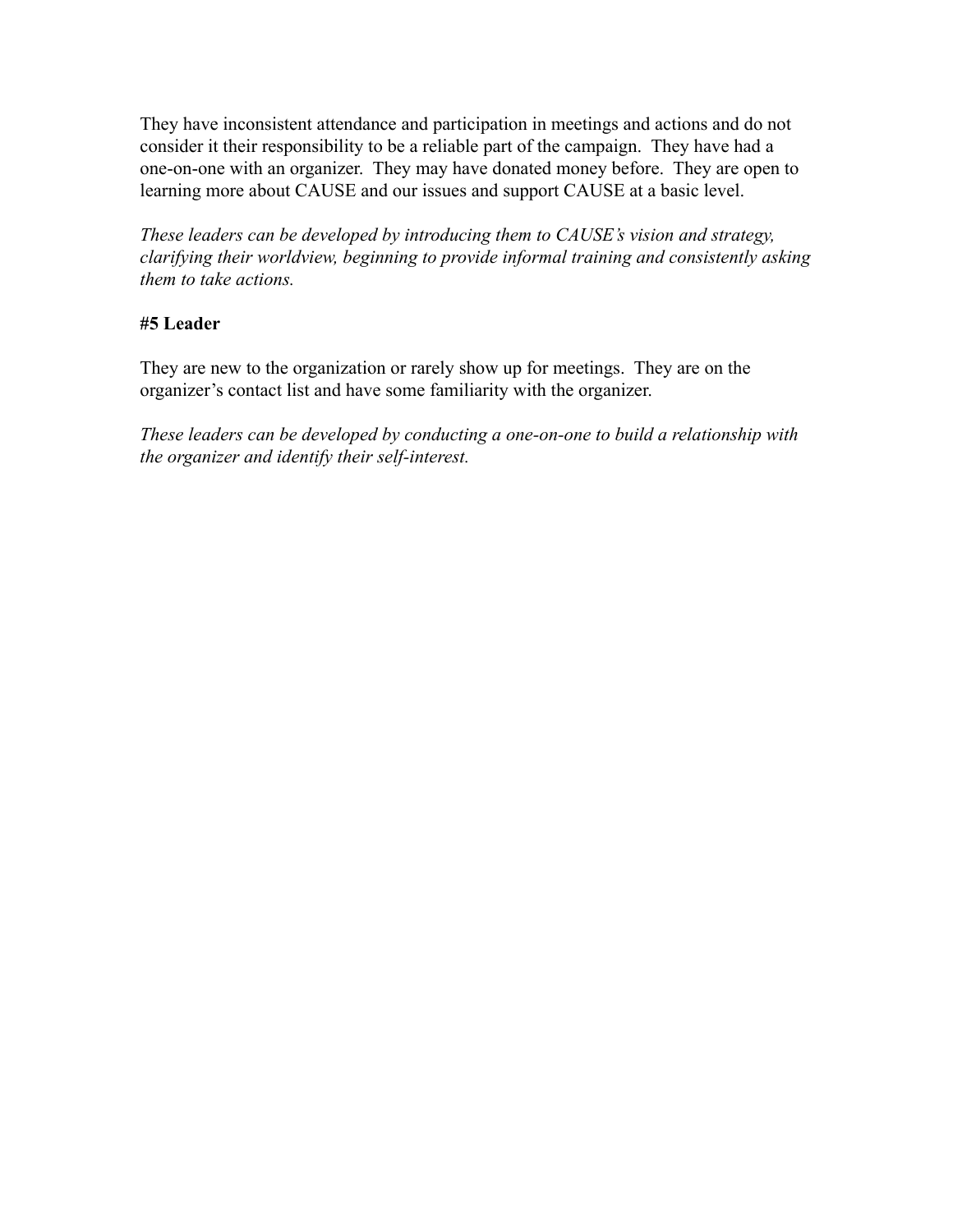They have inconsistent attendance and participation in meetings and actions and do not consider it their responsibility to be a reliable part of the campaign. They have had a one-on-one with an organizer. They may have donated money before. They are open to learning more about CAUSE and our issues and support CAUSE at a basic level.

*These leaders can be developed by introducing them to CAUSE's vision and strategy, clarifying their worldview, beginning to provide informal training and consistently asking them to take actions.*

**#5 Leader**

They are new to the organization or rarely show up for meetings. They are on the organizer's contact list and have some familiarity with the organizer.

*These leaders can be developed by conducting a one-on-one to build a relationship with the organizer and identify their self-interest.*